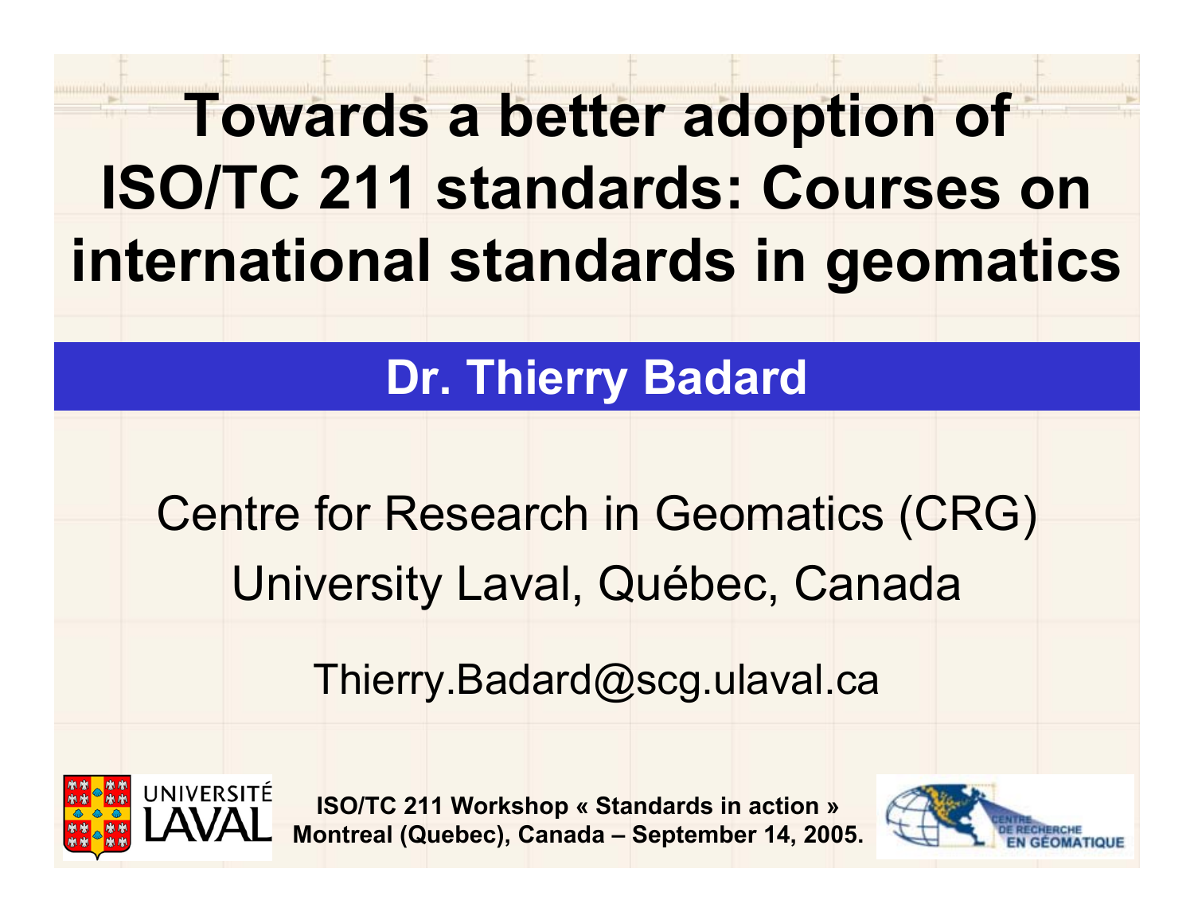# Towards a better adoption of ISO/TC 211 standards: Courses on international standards in geomatics

**Dr. Thierry Badard**

Centre for Research in Geomatics (CRG)
University Laval, Québec, Canada

Thierry.Badard@scg.ulaval.ca

UNIVERSITÉ LAVAL

**ISO/TC 211 Workshop « Standards in action »**
**Montreal (Quebec), Canada – September 14, 2005.**

CENTRE DE RECHERCHE EN GÉOMATIQUE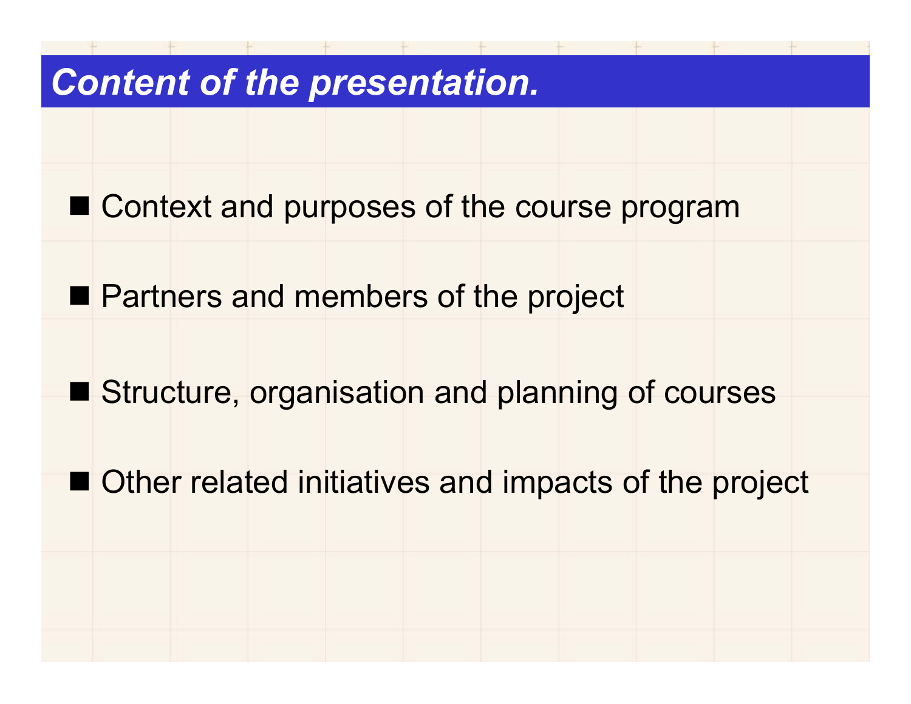# *Content of the presentation.*

- Context and purposes of the course program
- Partners and members of the project
- Structure, organisation and planning of courses
- Other related initiatives and impacts of the project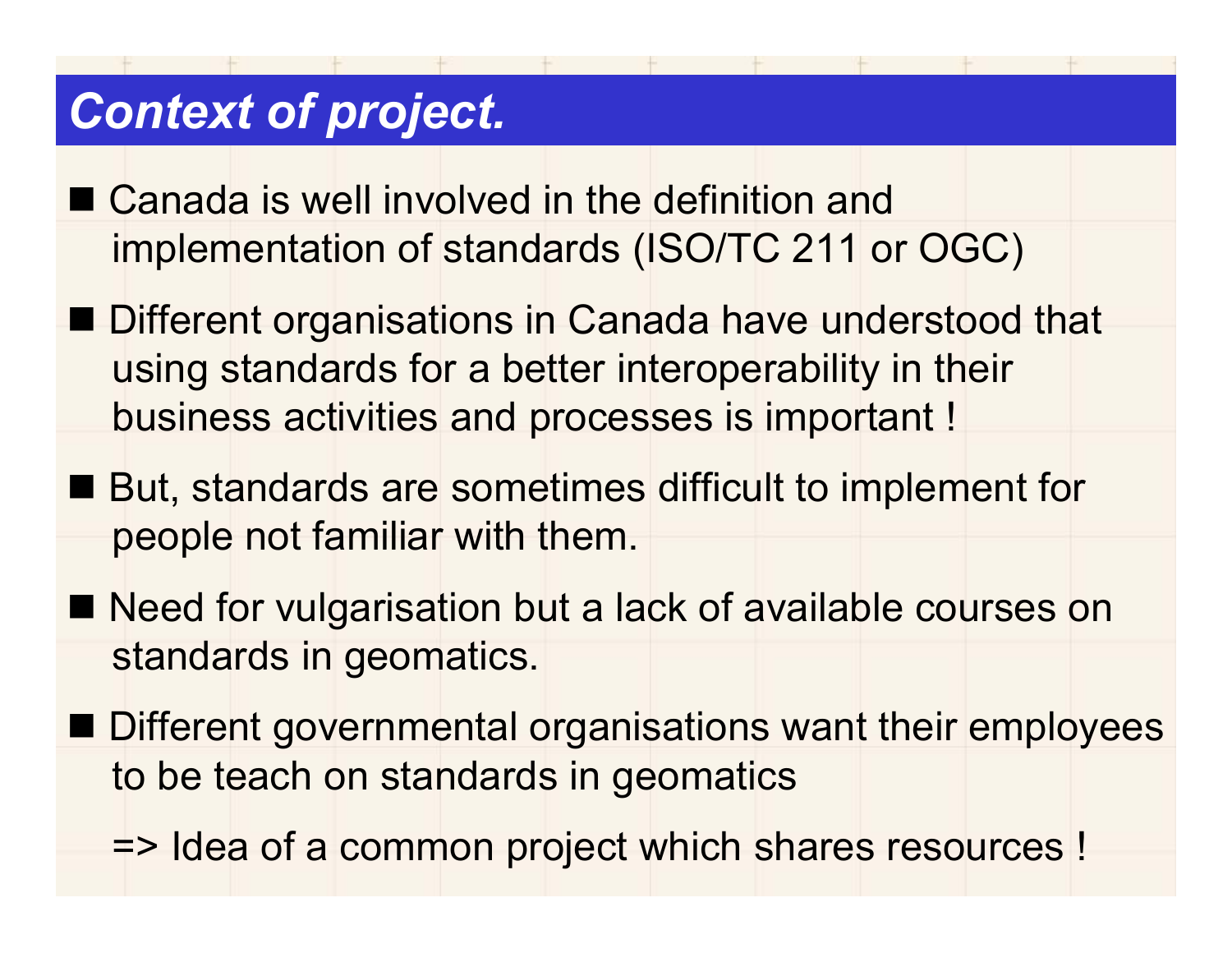# *Context of project.*

- Canada is well involved in the definition and implementation of standards (ISO/TC 211 or OGC)
- Different organisations in Canada have understood that using standards for a better interoperability in their business activities and processes is important !
- But, standards are sometimes difficult to implement for people not familiar with them.
- Need for vulgarisation but a lack of available courses on standards in geomatics.
- Different governmental organisations want their employees to be teach on standards in geomatics

  => Idea of a common project which shares resources !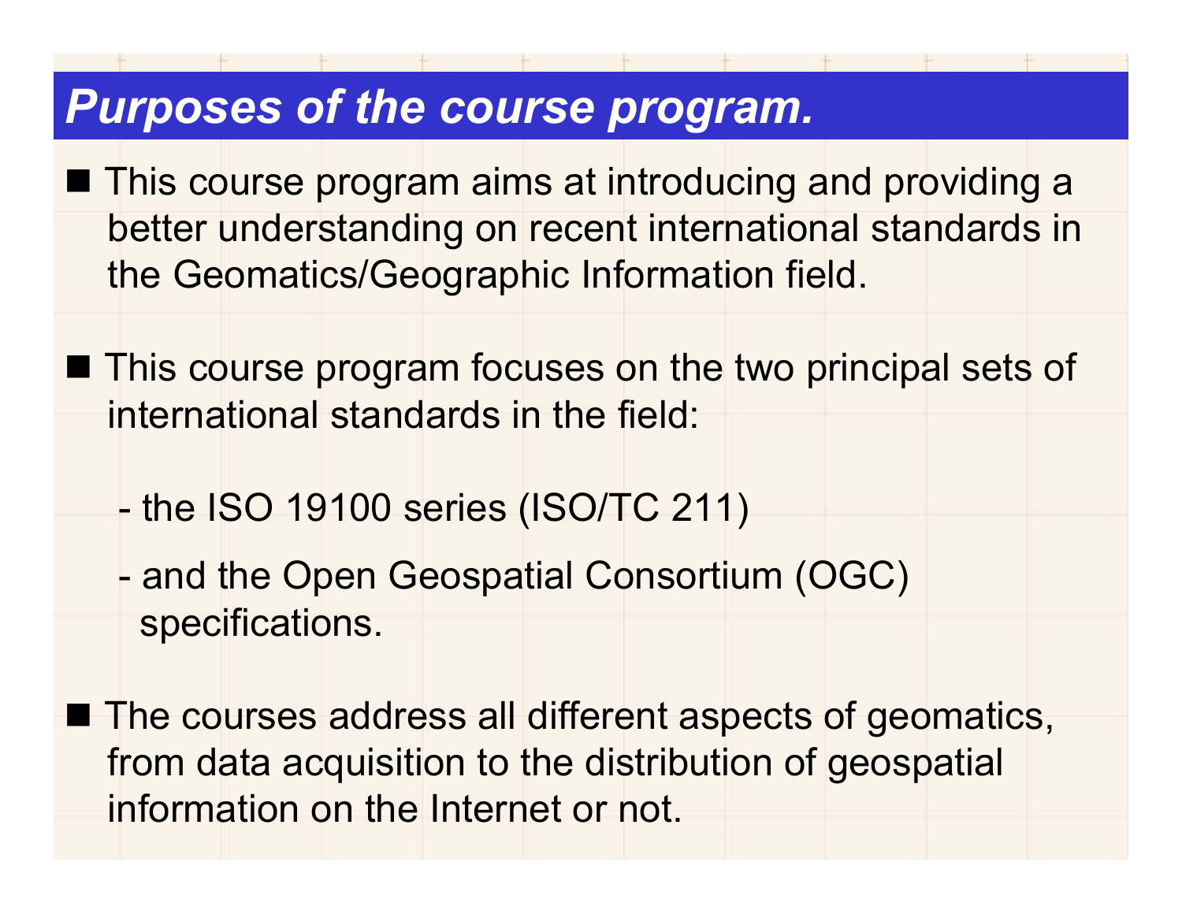## *Purposes of the course program.*

- This course program aims at introducing and providing a better understanding on recent international standards in the Geomatics/Geographic Information field.

- This course program focuses on the two principal sets of international standards in the field:

    - the ISO 19100 series (ISO/TC 211)
    - and the Open Geospatial Consortium (OGC) specifications.

- The courses address all different aspects of geomatics, from data acquisition to the distribution of geospatial information on the Internet or not.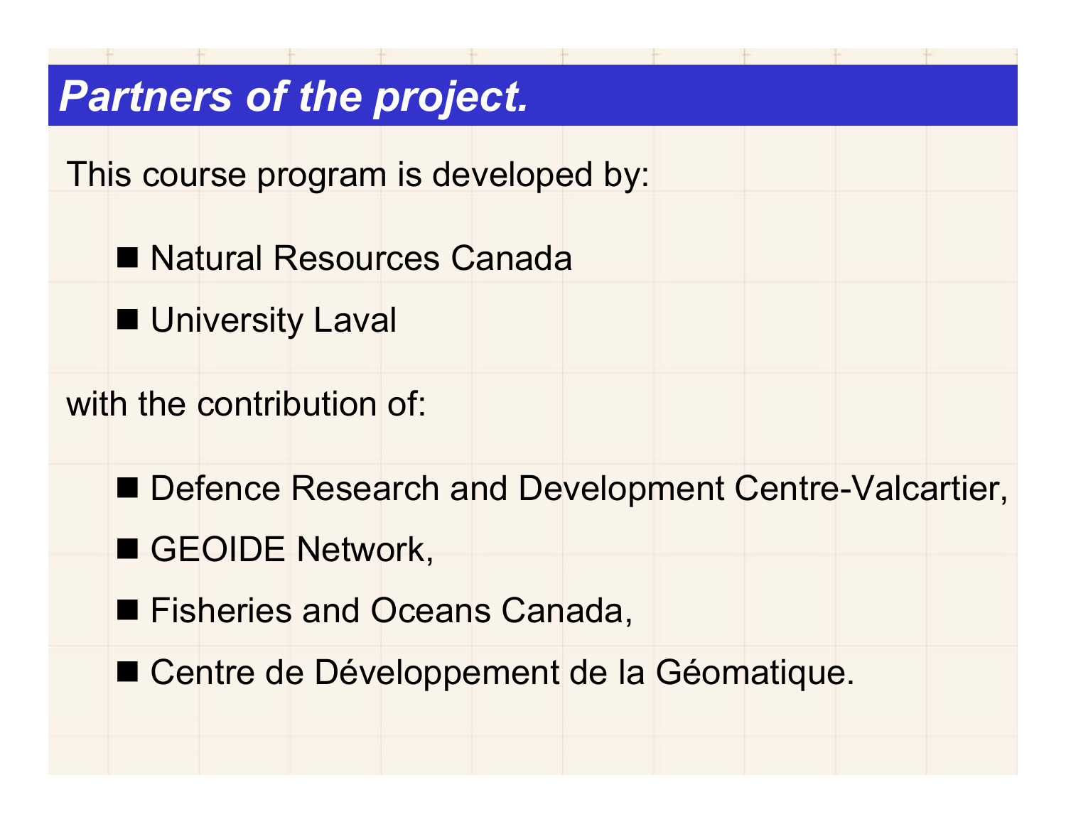## *Partners of the project.*

This course program is developed by:

- Natural Resources Canada
- University Laval

with the contribution of:

- Defence Research and Development Centre-Valcartier,
- GEOIDE Network,
- Fisheries and Oceans Canada,
- Centre de Développement de la Géomatique.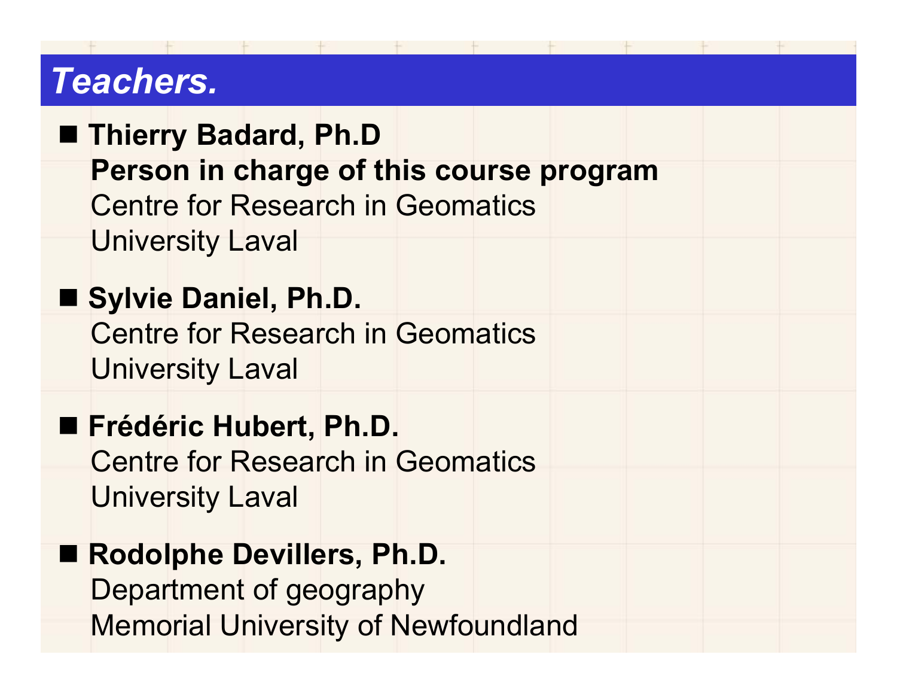# *Teachers.*

- **Thierry Badard, Ph.D**  
  **Person in charge of this course program**  
  Centre for Research in Geomatics  
  University Laval

- **Sylvie Daniel, Ph.D.**  
  Centre for Research in Geomatics  
  University Laval

- **Frédéric Hubert, Ph.D.**  
  Centre for Research in Geomatics  
  University Laval

- **Rodolphe Devillers, Ph.D.**  
  Department of geography  
  Memorial University of Newfoundland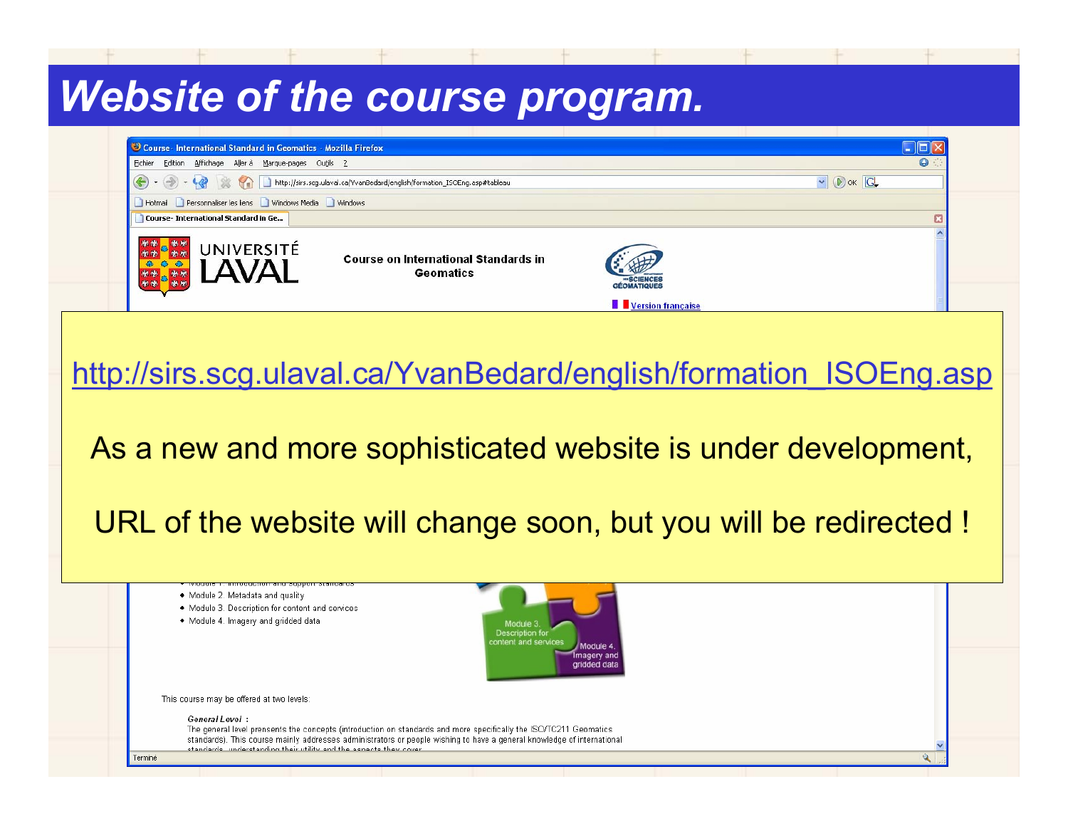# Website of the course program.

Course on International Standards in Geomatics

Version française

http://sirs.scg.ulaval.ca/YvanBedard/english/formation_ISOEng.asp

As a new and more sophisticated website is under development,

URL of the website will change soon, but you will be redirected !

- Module 2. Metadata and quality
- Module 3. Description for content and services
- Module 4. Imagery and gridded data

This course may be offered at two levels:

***General Level*** :
The general level prensents the concepts (introduction on standards and more specifically the ISO/TC211 Geomatics standards). This course mainly addresses administrators or people wishing to have a general knowledge of international standards, understanding their utility and the aspects they cover.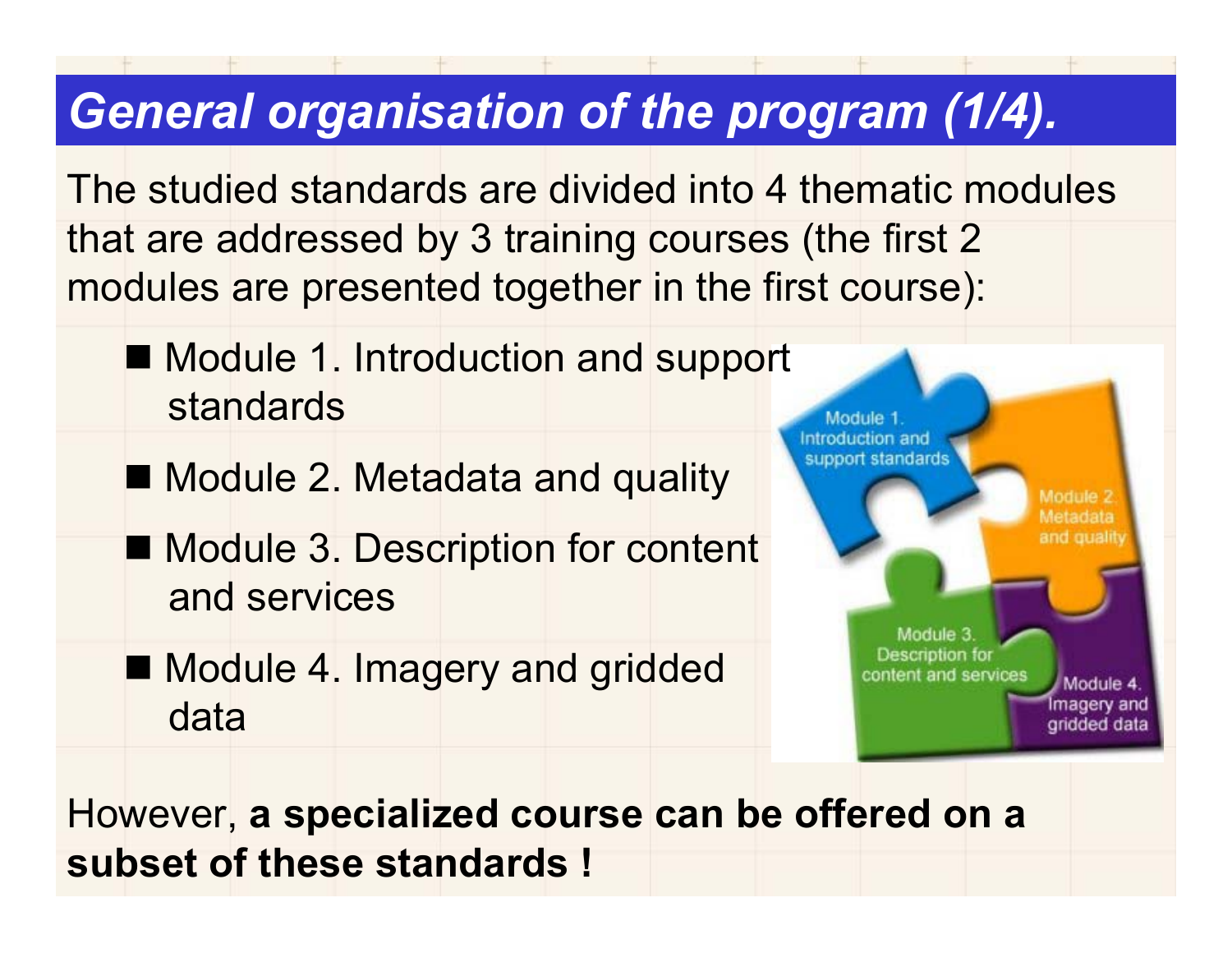# *General organisation of the program (1/4).*

The studied standards are divided into 4 thematic modules that are addressed by 3 training courses (the first 2 modules are presented together in the first course):

- Module 1. Introduction and support standards
- Module 2. Metadata and quality
- Module 3. Description for content and services
- Module 4. Imagery and gridded data

However, **a specialized course can be offered on a subset of these standards !**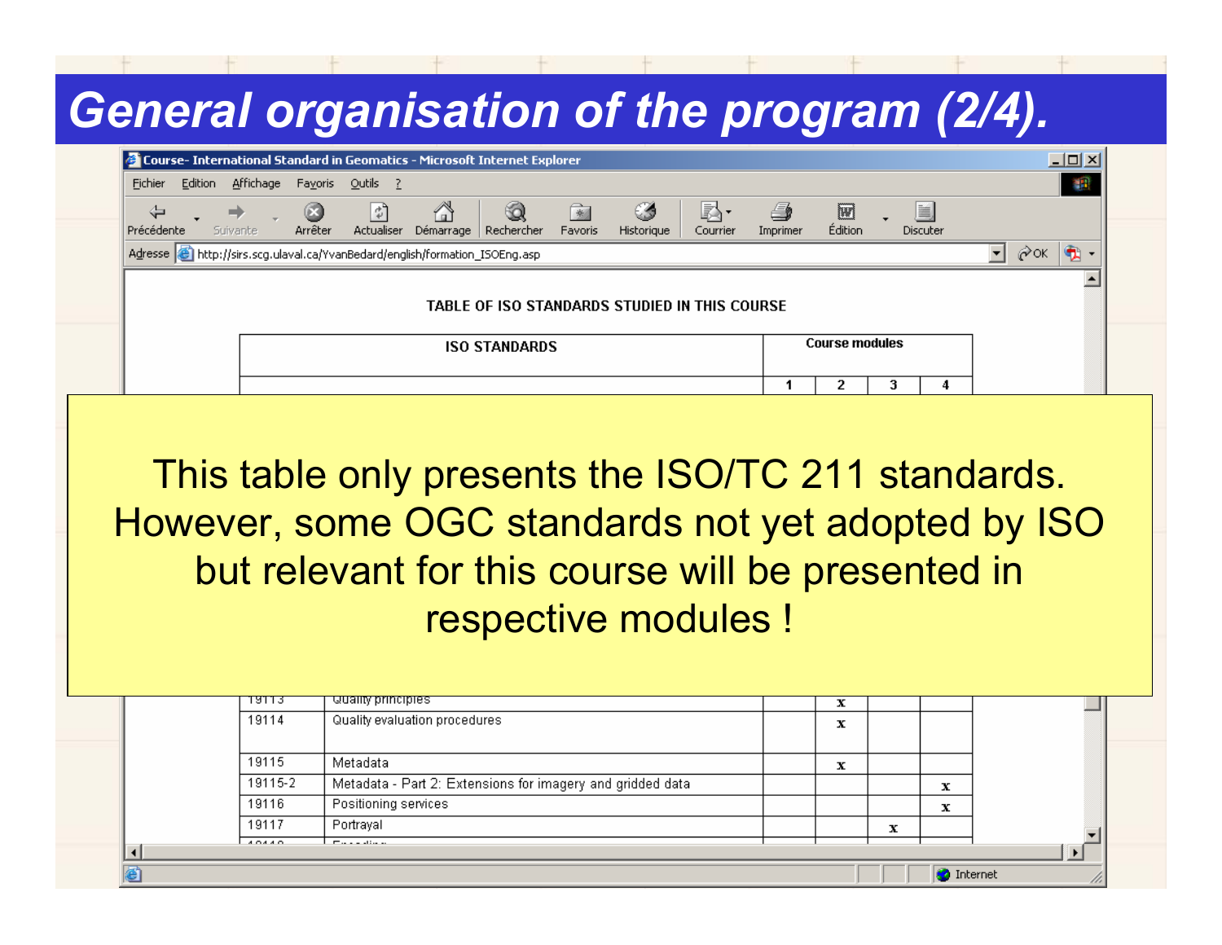# General organisation of the program (2/4).

TABLE OF ISO STANDARDS STUDIED IN THIS COURSE

This table only presents the ISO/TC 211 standards. However, some OGC standards not yet adopted by ISO but relevant for this course will be presented in respective modules !

| ISO STANDARDS | | Course modules | | | |
|---|---|---|---|---|---|
| | | 1 | 2 | 3 | 4 |
| 19113 | Quality principles | | x | | |
| 19114 | Quality evaluation procedures | | x | | |
| 19115 | Metadata | | x | | |
| 19115-2 | Metadata - Part 2: Extensions for imagery and gridded data | | | | x |
| 19116 | Positioning services | | | | x |
| 19117 | Portrayal | | | x | |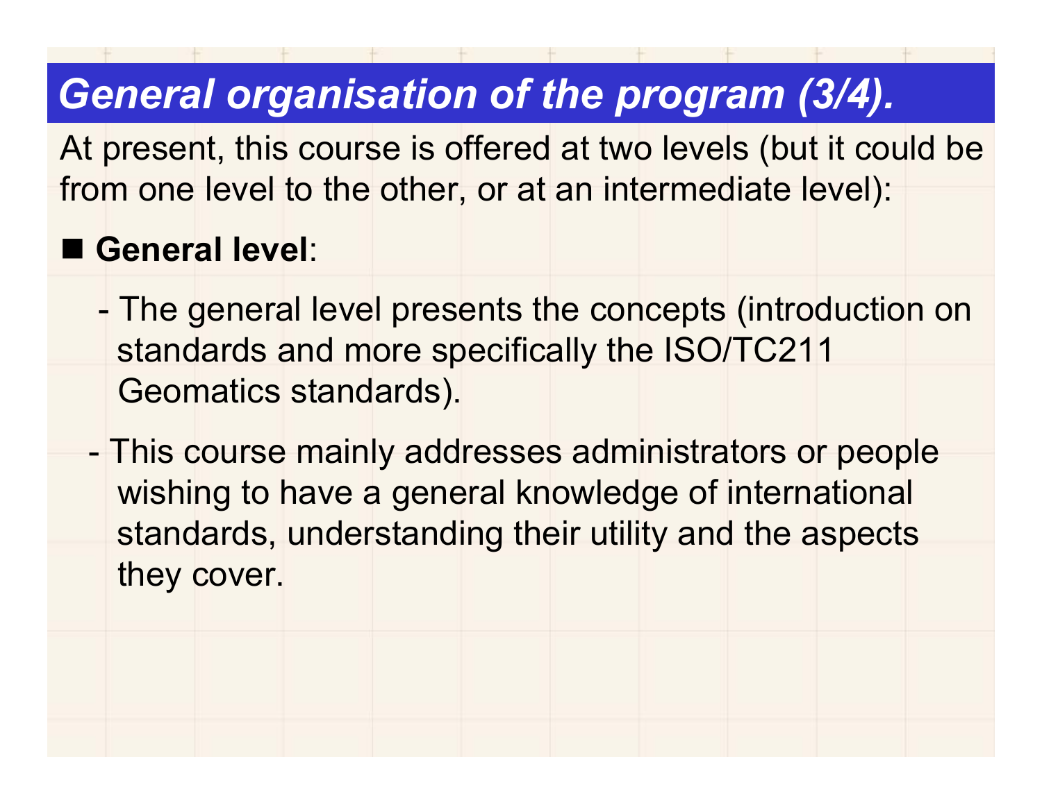# *General organisation of the program (3/4).*

At present, this course is offered at two levels (but it could be from one level to the other, or at an intermediate level):

- **General level**:
  - The general level presents the concepts (introduction on standards and more specifically the ISO/TC211 Geomatics standards).
  - This course mainly addresses administrators or people wishing to have a general knowledge of international standards, understanding their utility and the aspects they cover.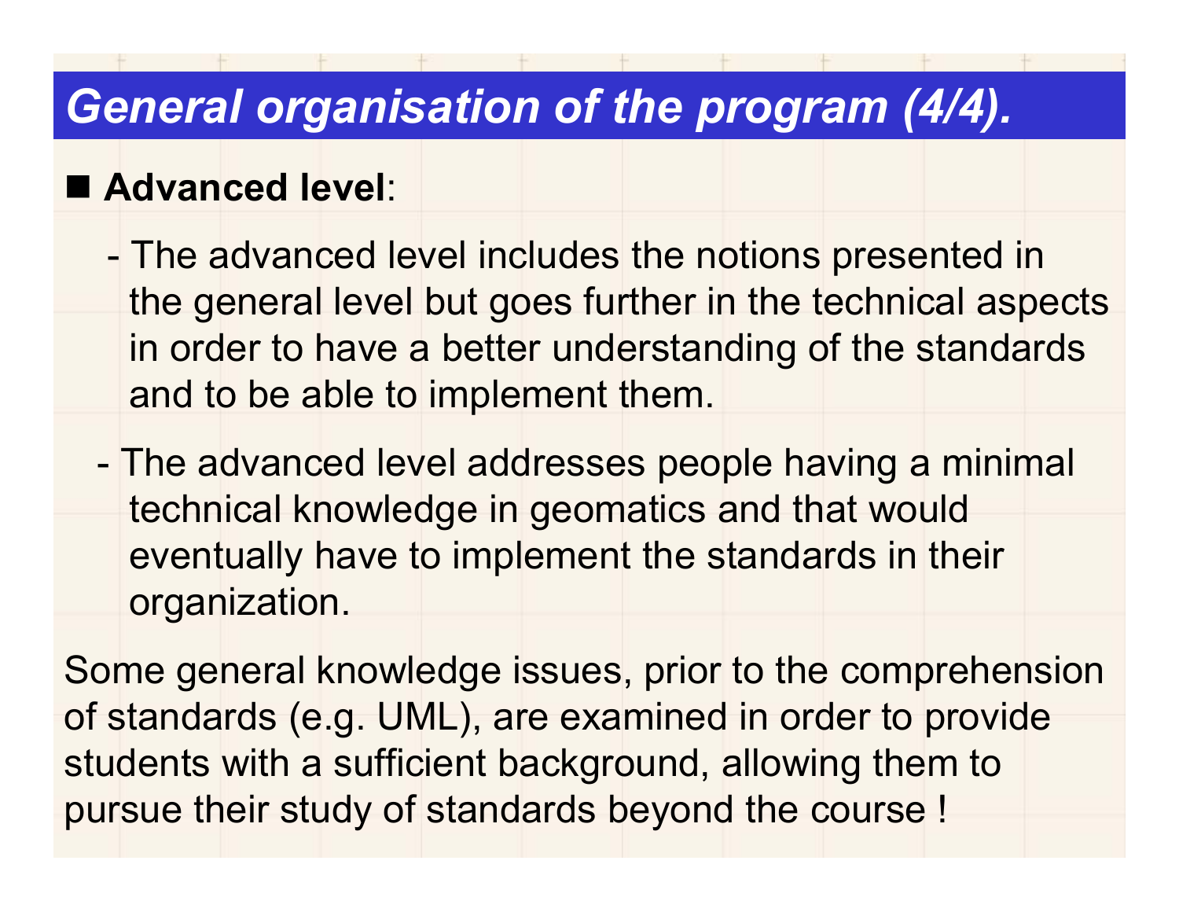# *General organisation of the program (4/4).*

- **Advanced level**:

  - The advanced level includes the notions presented in the general level but goes further in the technical aspects in order to have a better understanding of the standards and to be able to implement them.

  - The advanced level addresses people having a minimal technical knowledge in geomatics and that would eventually have to implement the standards in their organization.

Some general knowledge issues, prior to the comprehension of standards (e.g. UML), are examined in order to provide students with a sufficient background, allowing them to pursue their study of standards beyond the course !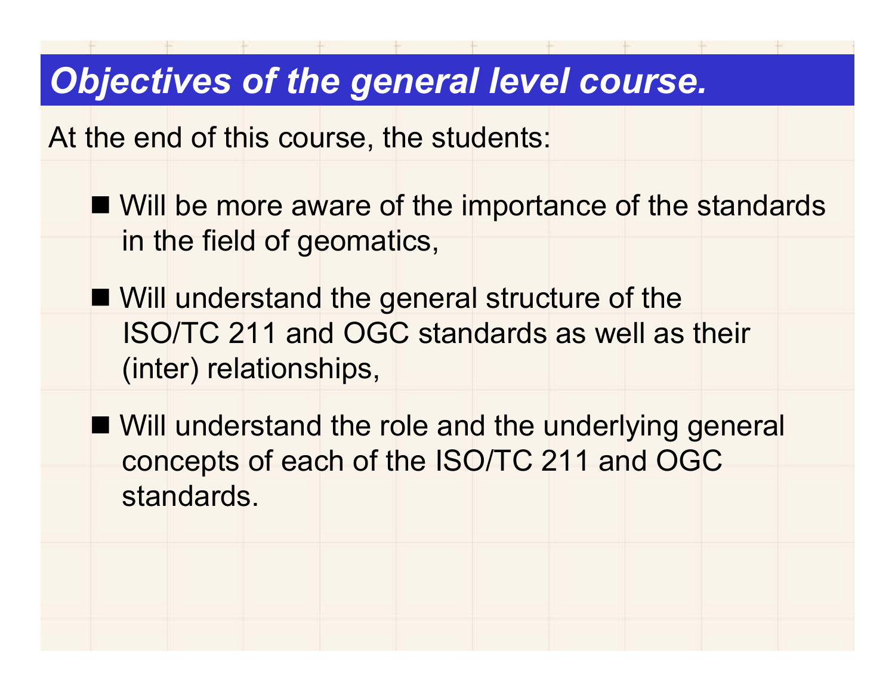## *Objectives of the general level course.*

At the end of this course, the students:

- Will be more aware of the importance of the standards in the field of geomatics,
- Will understand the general structure of the ISO/TC 211 and OGC standards as well as their (inter) relationships,
- Will understand the role and the underlying general concepts of each of the ISO/TC 211 and OGC standards.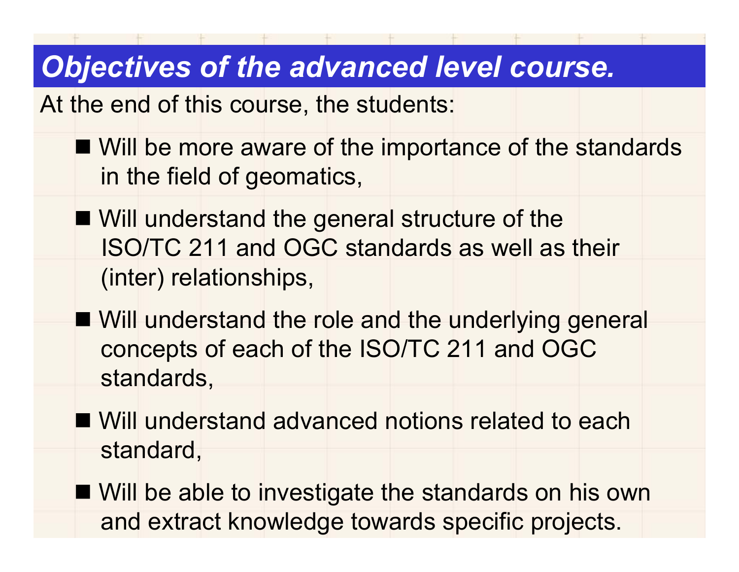## *Objectives of the advanced level course.*

At the end of this course, the students:

- Will be more aware of the importance of the standards in the field of geomatics,
- Will understand the general structure of the ISO/TC 211 and OGC standards as well as their (inter) relationships,
- Will understand the role and the underlying general concepts of each of the ISO/TC 211 and OGC standards,
- Will understand advanced notions related to each standard,
- Will be able to investigate the standards on his own and extract knowledge towards specific projects.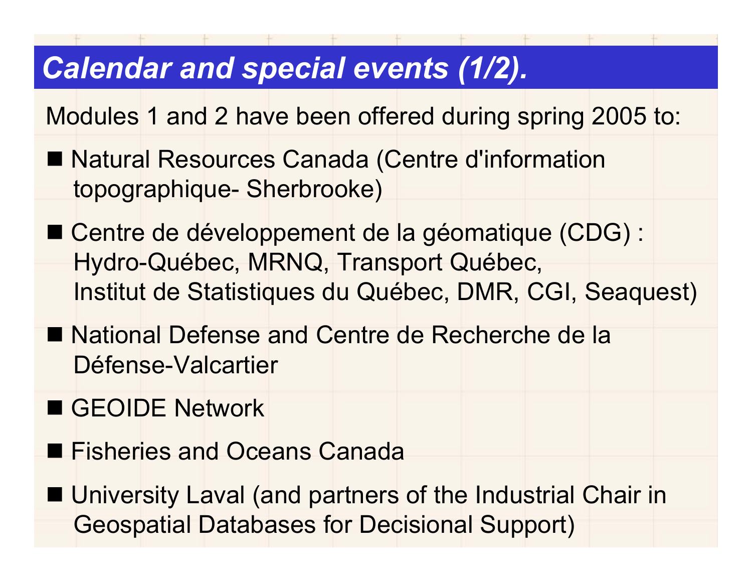# *Calendar and special events (1/2).*

Modules 1 and 2 have been offered during spring 2005 to:

- Natural Resources Canada (Centre d'information topographique- Sherbrooke)
- Centre de développement de la géomatique (CDG) : Hydro-Québec, MRNQ, Transport Québec, Institut de Statistiques du Québec, DMR, CGI, Seaquest)
- National Defense and Centre de Recherche de la Défense-Valcartier
- GEOIDE Network
- Fisheries and Oceans Canada
- University Laval (and partners of the Industrial Chair in Geospatial Databases for Decisional Support)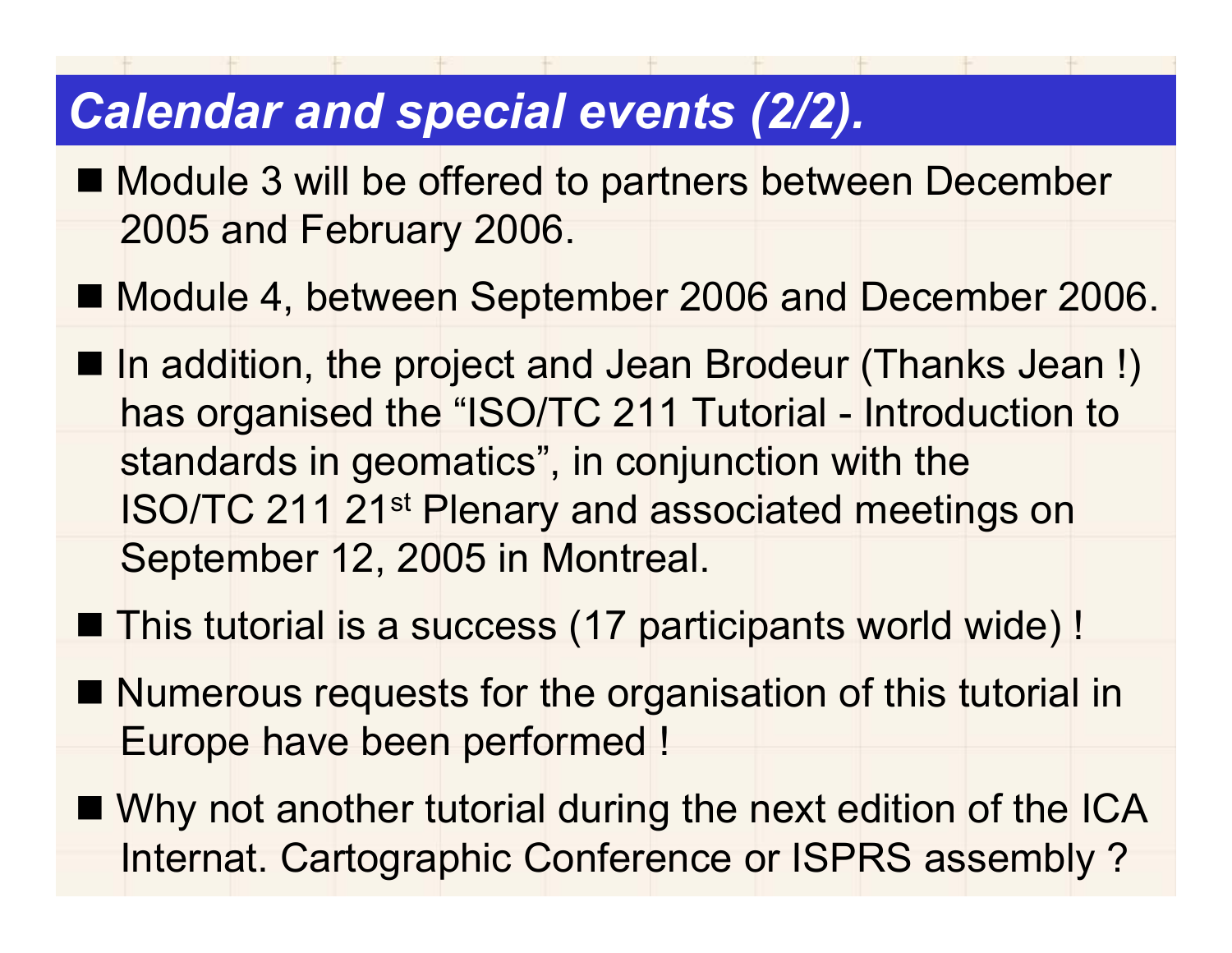# *Calendar and special events (2/2).*

- Module 3 will be offered to partners between December 2005 and February 2006.
- Module 4, between September 2006 and December 2006.
- In addition, the project and Jean Brodeur (Thanks Jean !) has organised the “ISO/TC 211 Tutorial - Introduction to standards in geomatics”, in conjunction with the ISO/TC 211 21st Plenary and associated meetings on September 12, 2005 in Montreal.
- This tutorial is a success (17 participants world wide) !
- Numerous requests for the organisation of this tutorial in Europe have been performed !
- Why not another tutorial during the next edition of the ICA Internat. Cartographic Conference or ISPRS assembly ?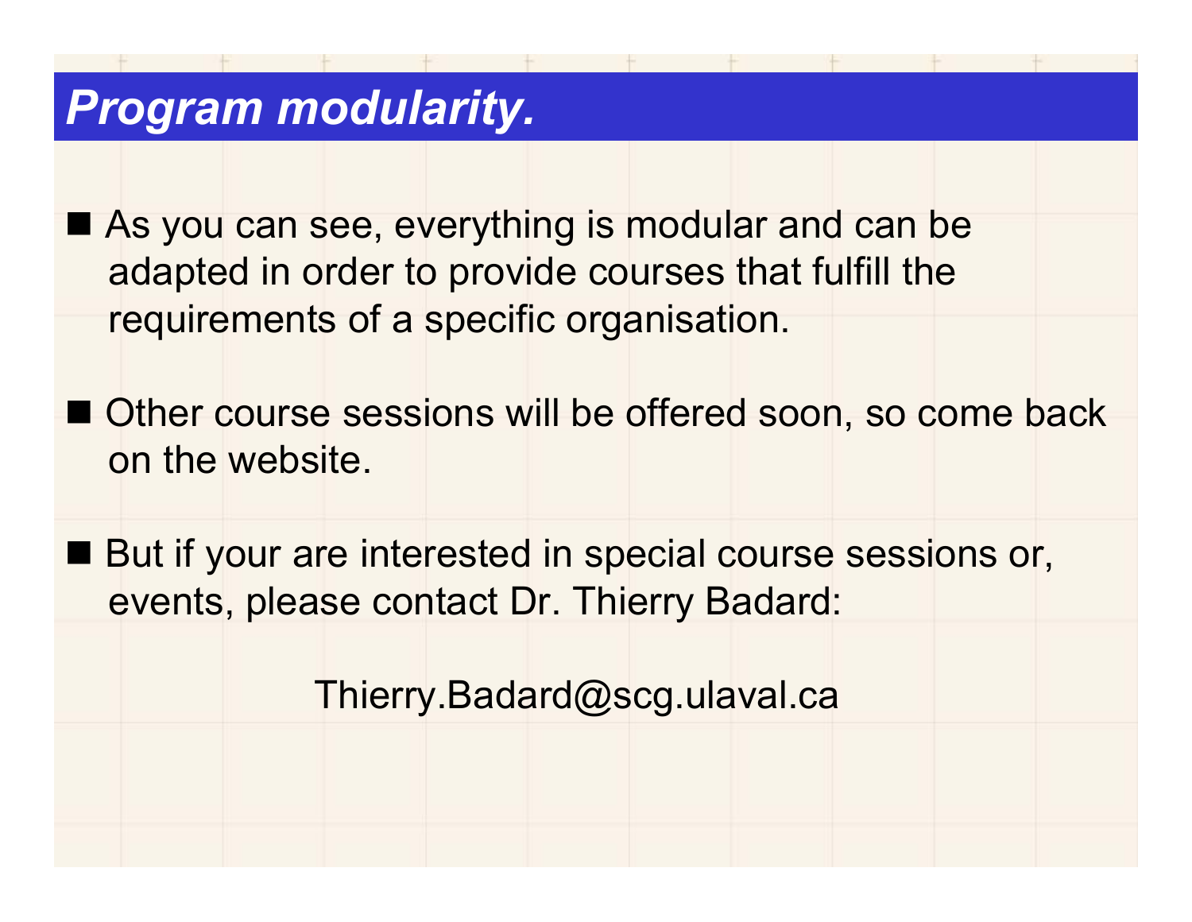# *Program modularity.*

- As you can see, everything is modular and can be adapted in order to provide courses that fulfill the requirements of a specific organisation.

- Other course sessions will be offered soon, so come back on the website.

- But if your are interested in special course sessions or, events, please contact Dr. Thierry Badard:

Thierry.Badard@scg.ulaval.ca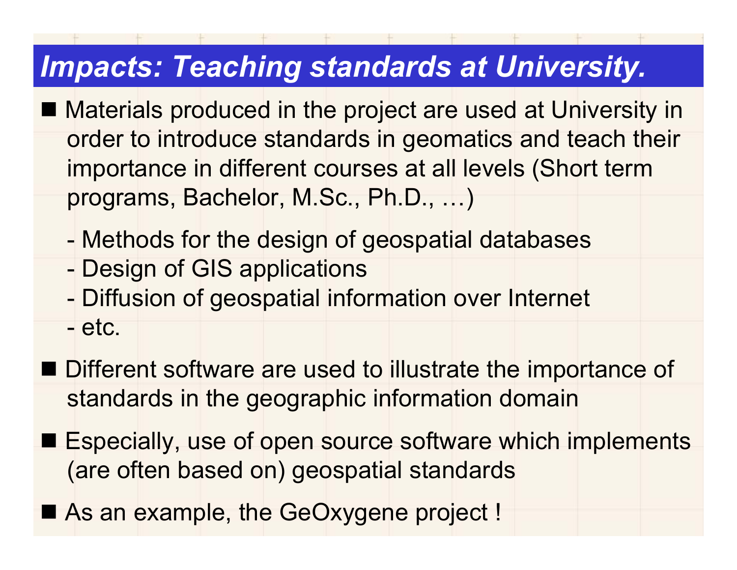## *Impacts: Teaching standards at University.*

- Materials produced in the project are used at University in order to introduce standards in geomatics and teach their importance in different courses at all levels (Short term programs, Bachelor, M.Sc., Ph.D., …)

  - Methods for the design of geospatial databases
  - Design of GIS applications
  - Diffusion of geospatial information over Internet
  - etc.

- Different software are used to illustrate the importance of standards in the geographic information domain
- Especially, use of open source software which implements (are often based on) geospatial standards
- As an example, the GeOxygene project !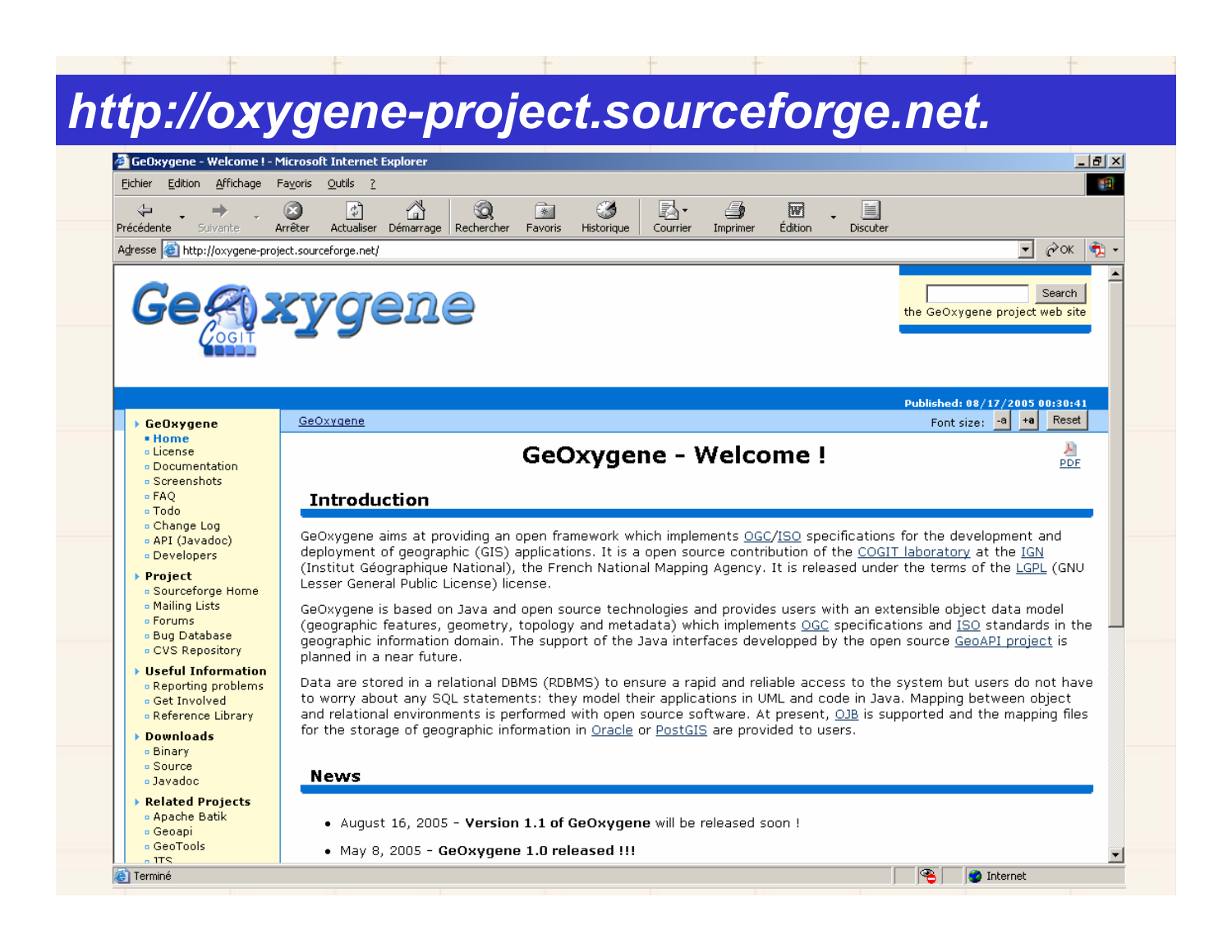# http://oxygene-project.sourceforge.net.

GeOxygene - Welcome ! - Microsoft Internet Explorer

Fichier Edition Affichage Favoris Outils ?

Précédente Suivante Arrêter Actualiser Démarrage Rechercher Favoris Historique Courrier Imprimer Édition Discuter

Adresse http://oxygene-project.sourceforge.net/

GeOxygene COGIT

Search

the GeOxygene project web site

Published: 08/17/2005 00:30:41

GeOxygene

Font size: -a +a Reset

- **GeOxygene**
  - **Home**
  - License
  - Documentation
  - Screenshots
  - FAQ
  - Todo
  - Change Log
  - API (Javadoc)
  - Developers
- **Project**
  - Sourceforge Home
  - Mailing Lists
  - Forums
  - Bug Database
  - CVS Repository
- **Useful Information**
  - Reporting problems
  - Get Involved
  - Reference Library
- **Downloads**
  - Binary
  - Source
  - Javadoc
- **Related Projects**
  - Apache Batik
  - Geoapi
  - GeoTools
  - JTS

## GeOxygene - Welcome !

PDF

### Introduction

GeOxygene aims at providing an open framework which implements OGC/ISO specifications for the development and deployment of geographic (GIS) applications. It is a open source contribution of the COGIT laboratory at the IGN (Institut Géographique National), the French National Mapping Agency. It is released under the terms of the LGPL (GNU Lesser General Public License) license.

GeOxygene is based on Java and open source technologies and provides users with an extensible object data model (geographic features, geometry, topology and metadata) which implements OGC specifications and ISO standards in the geographic information domain. The support of the Java interfaces developped by the open source GeoAPI project is planned in a near future.

Data are stored in a relational DBMS (RDBMS) to ensure a rapid and reliable access to the system but users do not have to worry about any SQL statements: they model their applications in UML and code in Java. Mapping between object and relational environments is performed with open source software. At present, OJB is supported and the mapping files for the storage of geographic information in Oracle or PostGIS are provided to users.

### News

- August 16, 2005 - **Version 1.1 of GeOxygene** will be released soon !
- May 8, 2005 - **GeOxygene 1.0 released !!!**

Terminé Internet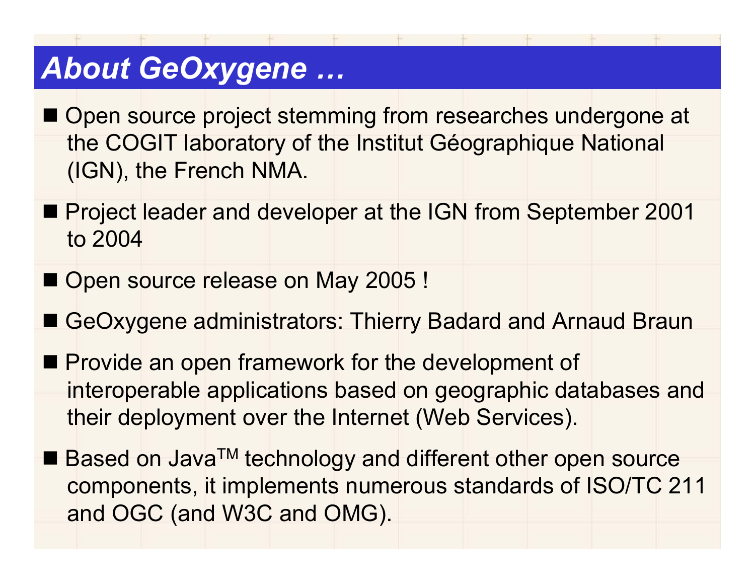# About GeOxygene …

- Open source project stemming from researches undergone at the COGIT laboratory of the Institut Géographique National (IGN), the French NMA.
- Project leader and developer at the IGN from September 2001 to 2004
- Open source release on May 2005 !
- GeOxygene administrators: Thierry Badard and Arnaud Braun
- Provide an open framework for the development of interoperable applications based on geographic databases and their deployment over the Internet (Web Services).
- Based on Java™ technology and different other open source components, it implements numerous standards of ISO/TC 211 and OGC (and W3C and OMG).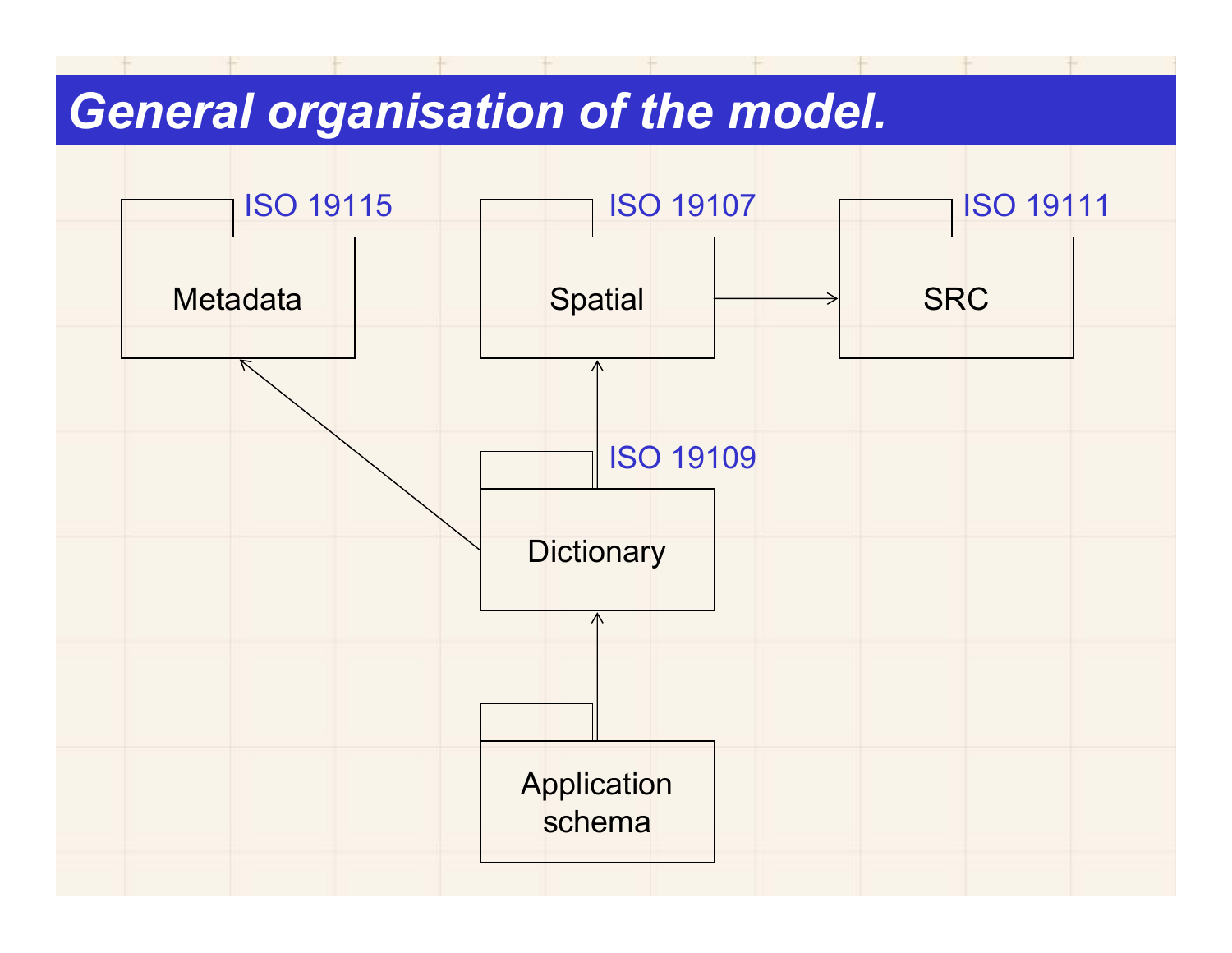# General organisation of the model.

ISO 19115

Metadata

ISO 19107

Spatial

ISO 19111

SRC

ISO 19109

Dictionary

Application schema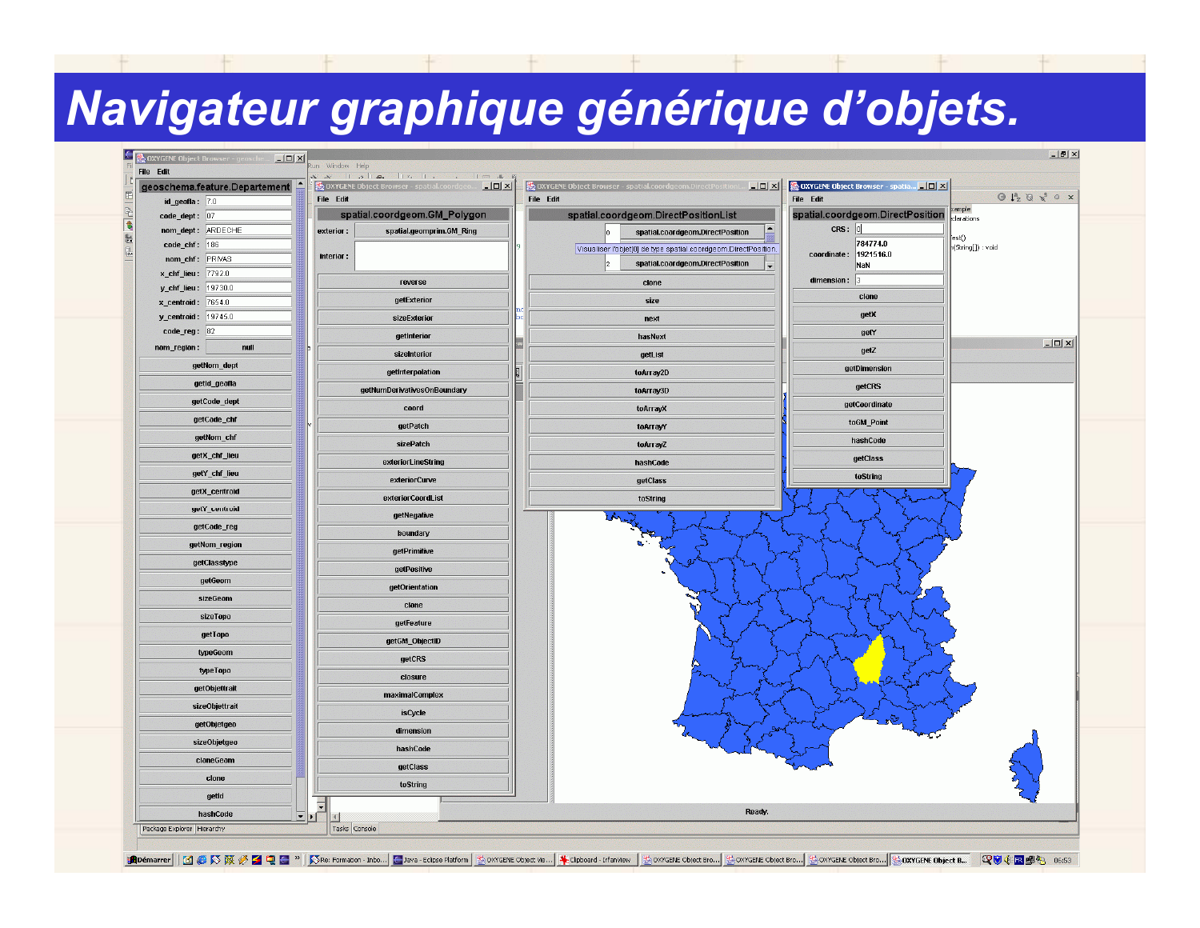# Navigateur graphique générique d'objets.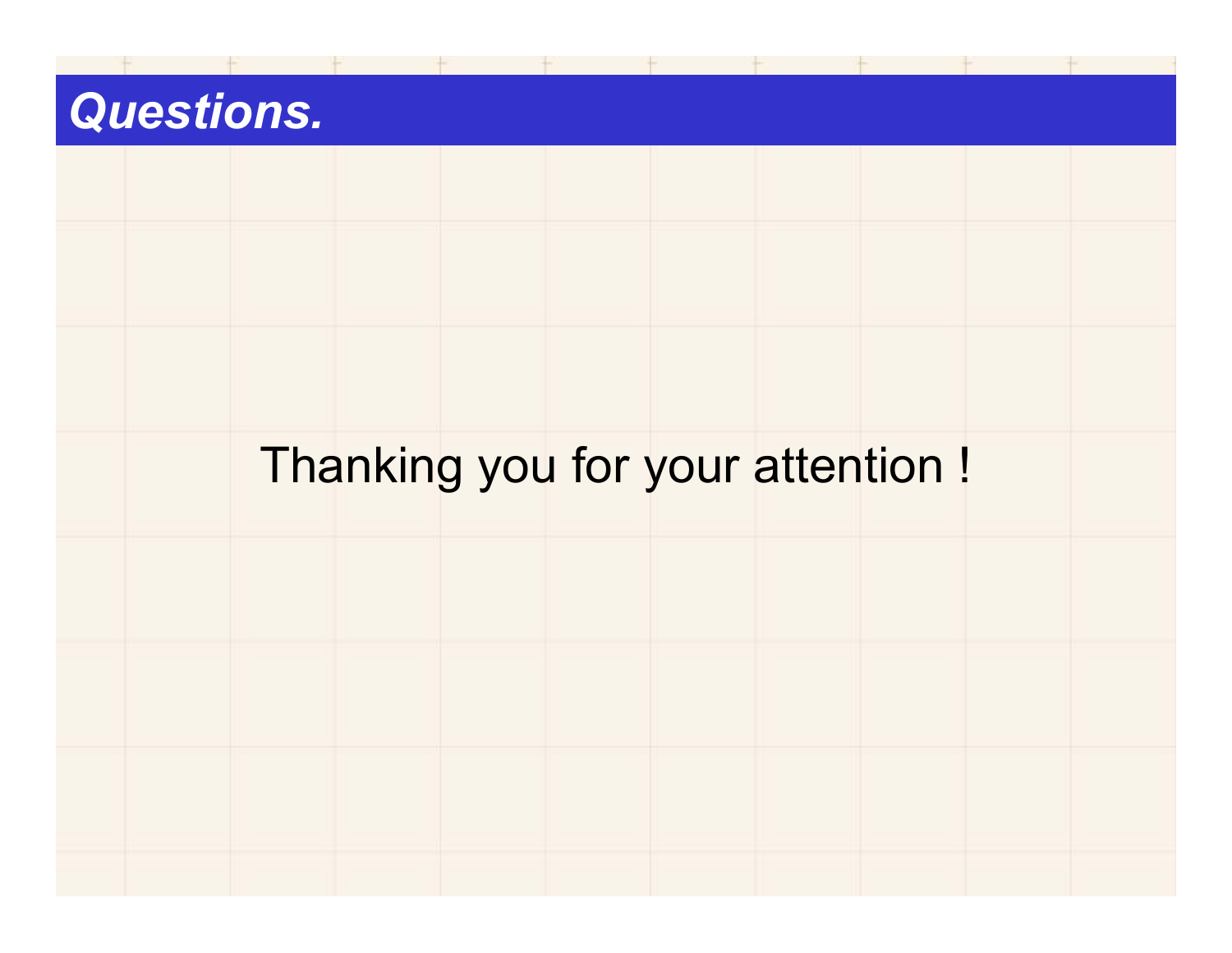## *Questions.*

Thanking you for your attention !